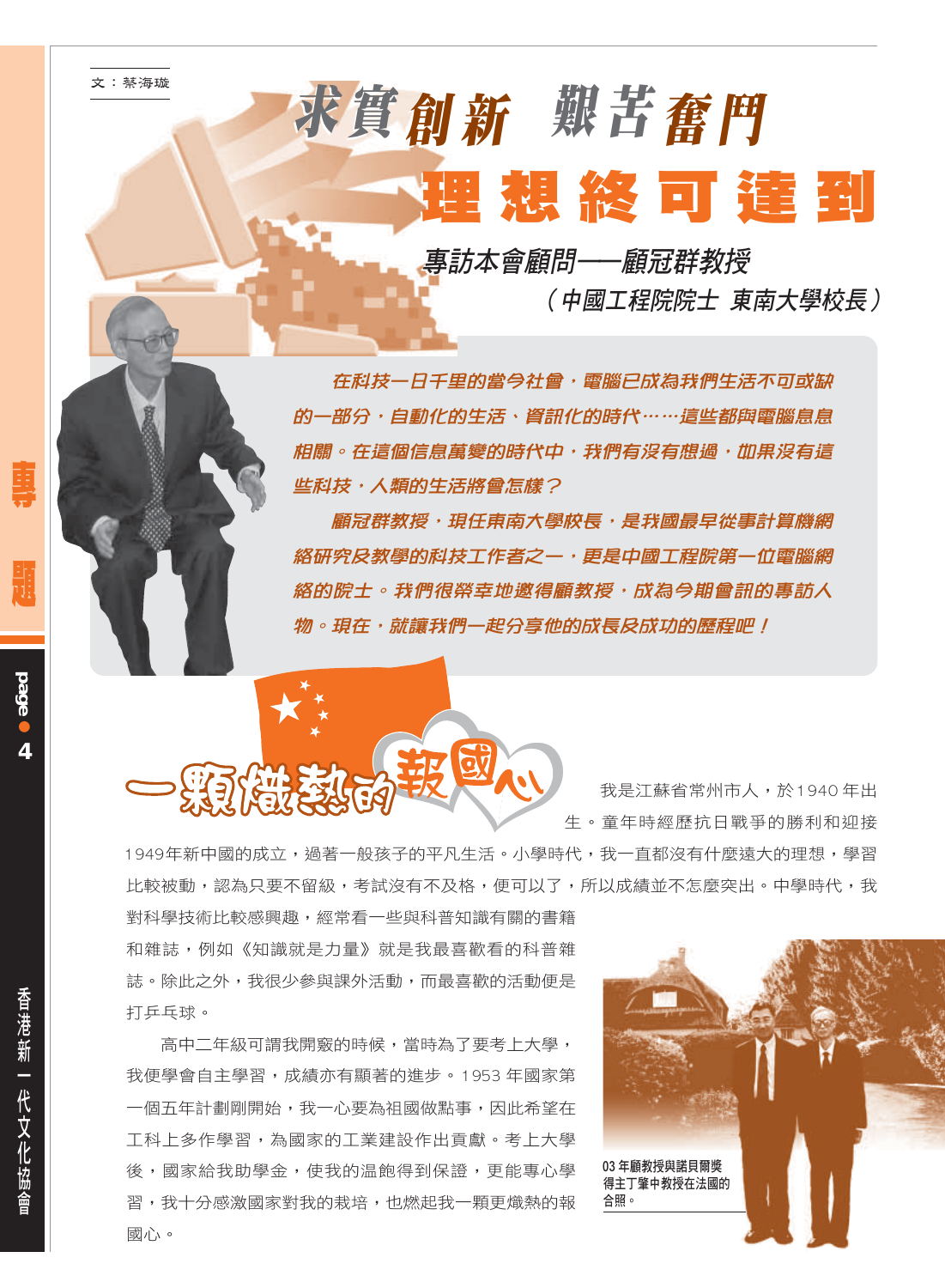文：蔡海璇

# 求實創新 艱苦奮鬥 理想終可達到

## 專訪本會顧問──顧冠群教授
### （中國工程院院士 東南大學校長）

*在科技一日千里的當今社會，電腦已成為我們生活不可或缺的一部分，自動化的生活、資訊化的時代……這些都與電腦息息相關。在這個信息萬變的時代中，我們有沒有想過，如果沒有這些科技，人類的生活將會怎樣？*

*顧冠群教授，現任東南大學校長，是我國最早從事計算機網絡研究及教學的科技工作者之一，更是中國工程院第一位電腦網絡的院士。我們很榮幸地邀得顧教授，成為今期會訊的專訪人物。現在，就讓我們一起分享他的成長及成功的歷程吧！*

## 一顆熾熱的報國心

我是江蘇省常州市人，於1940年出生。童年時經歷抗日戰爭的勝利和迎接1949年新中國的成立，過著一般孩子的平凡生活。小學時代，我一直都沒有什麼遠大的理想，學習比較被動，認為只要不留級，考試沒有不及格，便可以了，所以成績並不怎麼突出。中學時代，我對科學技術比較感興趣，經常看一些與科普知識有關的書籍和雜誌，例如《知識就是力量》就是我最喜歡看的科普雜誌。除此之外，我很少參與課外活動，而最喜歡的活動便是打乒乓球。

高中二年級可謂我開竅的時候，當時為了要考上大學，我便學會自主學習，成績亦有顯著的進步。1953 年國家第一個五年計劃剛開始，我一心要為祖國做點事，因此希望在工科上多作學習，為國家的工業建設作出貢獻。考上大學後，國家給我助學金，使我的溫飽得到保證，更能專心學習，我十分感激國家對我的栽培，也燃起我一顆更熾熱的報國心。

03 年顧教授與諾貝爾獎得主丁肇中教授在法國的合照。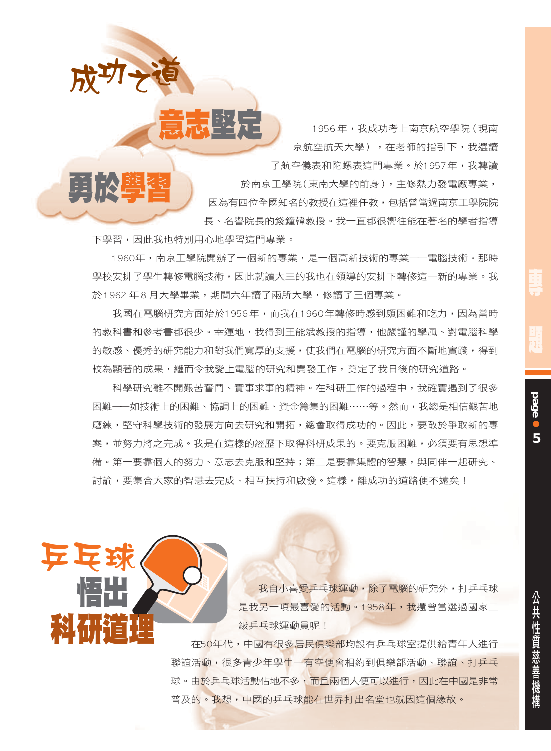# 成功之道

## 意志堅定 勇於學習

1956年，我成功考上南京航空學院（現南京航空航天大學），在老師的指引下，我選讀了航空儀表和陀螺表這門專業。於1957年，我轉讀於南京工學院（東南大學的前身），主修熱力發電廠專業，因為有四位全國知名的教授在這裡任教，包括曾當過南京工學院院長、名譽院長的錢鐘韓教授。我一直都很嚮往能在著名的學者指導下學習，因此我也特別用心地學習這門專業。

1960年，南京工學院開辦了一個新的專業，是一個高新技術的專業——電腦技術。那時學校安排了學生轉修電腦技術，因此就讀大三的我也在領導的安排下轉修這一新的專業。我於1962年8月大學畢業，期間六年讀了兩所大學，修讀了三個專業。

我國在電腦研究方面始於1956年，而我在1960年轉修時感到頗困難和吃力，因為當時的教科書和參考書都很少。幸運地，我得到王能斌教授的指導，他嚴謹的學風、對電腦科學的敏感、優秀的研究能力和對我們寬厚的支援，使我們在電腦的研究方面不斷地實踐，得到較為顯著的成果，繼而令我愛上電腦的研究和開發工作，奠定了我日後的研究道路。

科學研究離不開艱苦奮鬥、實事求事的精神。在科研工作的過程中，我確實遇到了很多困難——如技術上的困難、協調上的困難、資金籌集的困難……等。然而，我總是相信艱苦地磨練，堅守科學技術的發展方向去研究和開拓，總會取得成功的。因此，要敢於爭取新的專案，並努力將之完成。我是在這樣的經歷下取得科研成果的。要克服困難，必須要有思想準備。第一要靠個人的努力、意志去克服和堅持；第二是要靠集體的智慧，與同伴一起研究、討論，要集合大家的智慧去完成、相互扶持和啟發。這樣，離成功的道路便不遠矣！

## 乒乓球悟出科研道理

我自小喜愛乒乓球運動，除了電腦的研究外，打乒乓球是我另一項最喜愛的活動。1958年，我還曾當選過國家二級乒乓球運動員呢！

在50年代，中國有很多居民俱樂部均設有乒乓球室提供給青年人進行聯誼活動，很多青少年學生一有空便會相約到俱樂部活動、聯誼、打乒乓球。由於乒乓球活動佔地不多，而且兩個人便可以進行，因此在中國是非常普及的。我想，中國的乒乓球能在世界打出名堂也就因這個緣故。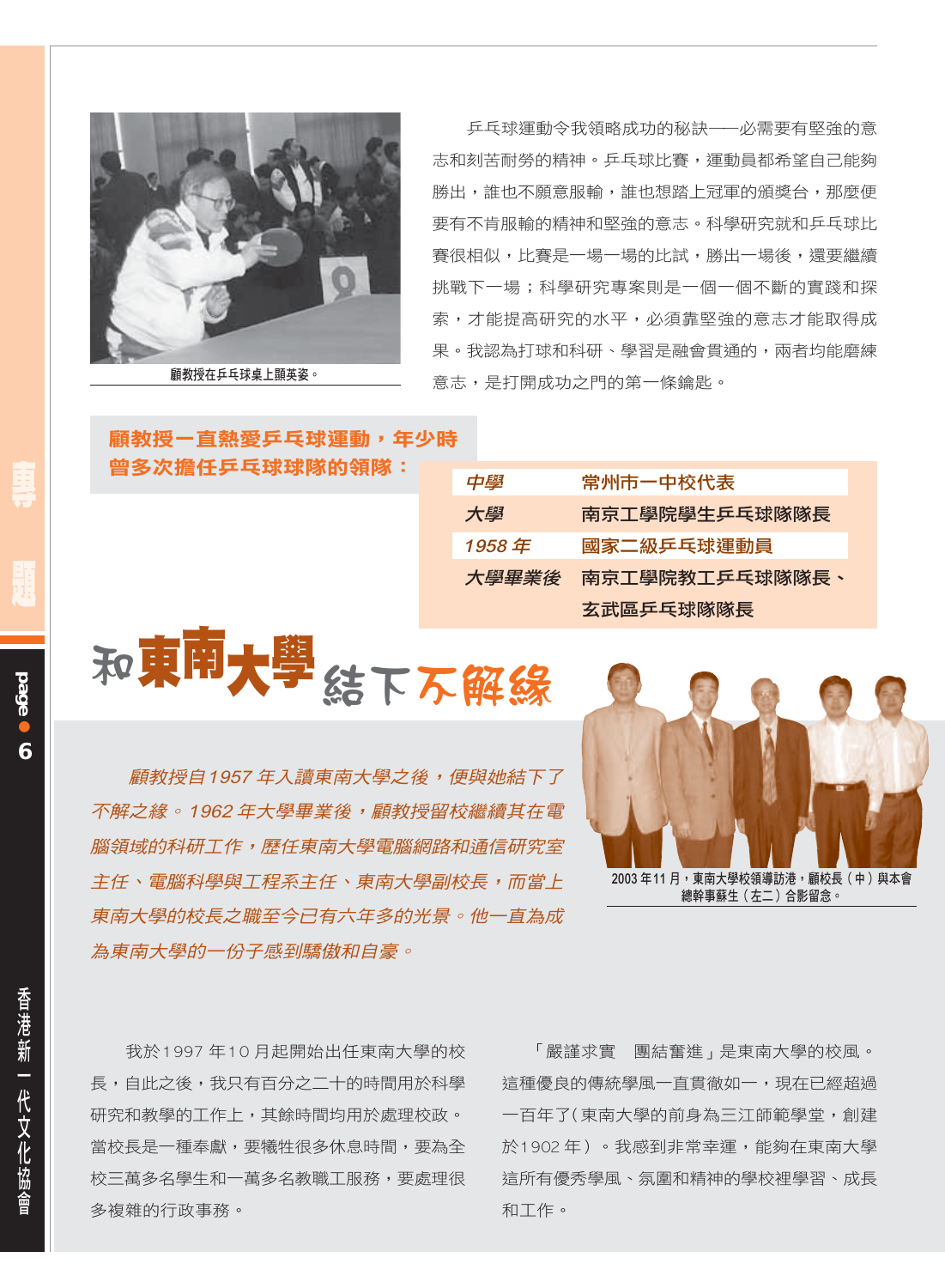顧教授在乒乓球桌上顯英姿。

乒乓球運動令我領略成功的秘訣——必需要有堅強的意志和刻苦耐勞的精神。乒乓球比賽，運動員都希望自己能夠勝出，誰也不願意服輸，誰也想踏上冠軍的頒獎台，那麼便要有不肯服輸的精神和堅強的意志。科學研究就和乒乓球比賽很相似，比賽是一場一場的比試，勝出一場後，還要繼續挑戰下一場；科學研究專案則是一個一個不斷的實踐和探索，才能提高研究的水平，必須靠堅強的意志才能取得成果。我認為打球和科研、學習是融會貫通的，兩者均能磨練意志，是打開成功之門的第一條鑰匙。

**顧教授一直熱愛乒乓球運動，年少時曾多次擔任乒乓球球隊的領隊：**

| | |
|---|---|
| 中學 | 常州市一中校代表 |
| 大學 | 南京工學院學生乒乓球隊隊長 |
| 1958 年 | 國家二級乒乓球運動員 |
| 大學畢業後 | 南京工學院教工乒乓球隊隊長、玄武區乒乓球隊隊長 |

## 和東南大學結下不解緣

*顧教授自1957年入讀東南大學之後，便與她結下了不解之緣。1962年大學畢業後，顧教授留校繼續其在電腦領域的科研工作，歷任東南大學電腦網路和通信研究室主任、電腦科學與工程系主任、東南大學副校長，而當上東南大學的校長之職至今已有六年多的光景。他一直為成為東南大學的一份子感到驕傲和自豪。*

2003年11月，東南大學校領導訪港，顧校長（中）與本會總幹事蘇生（左二）合影留念。

我於1997年10月起開始出任東南大學的校長，自此之後，我只有百分之二十的時間用於科學研究和教學的工作上，其餘時間均用於處理校政。當校長是一種奉獻，要犧牲很多休息時間，要為全校三萬多名學生和一萬多名教職工服務，要處理很多複雜的行政事務。

「嚴謹求實　團結奮進」是東南大學的校風。這種優良的傳統學風一直貫徹如一，現在已經超過一百年了（東南大學的前身為三江師範學堂，創建於1902年）。我感到非常幸運，能夠在東南大學這所有優秀學風、氛圍和精神的學校裡學習、成長和工作。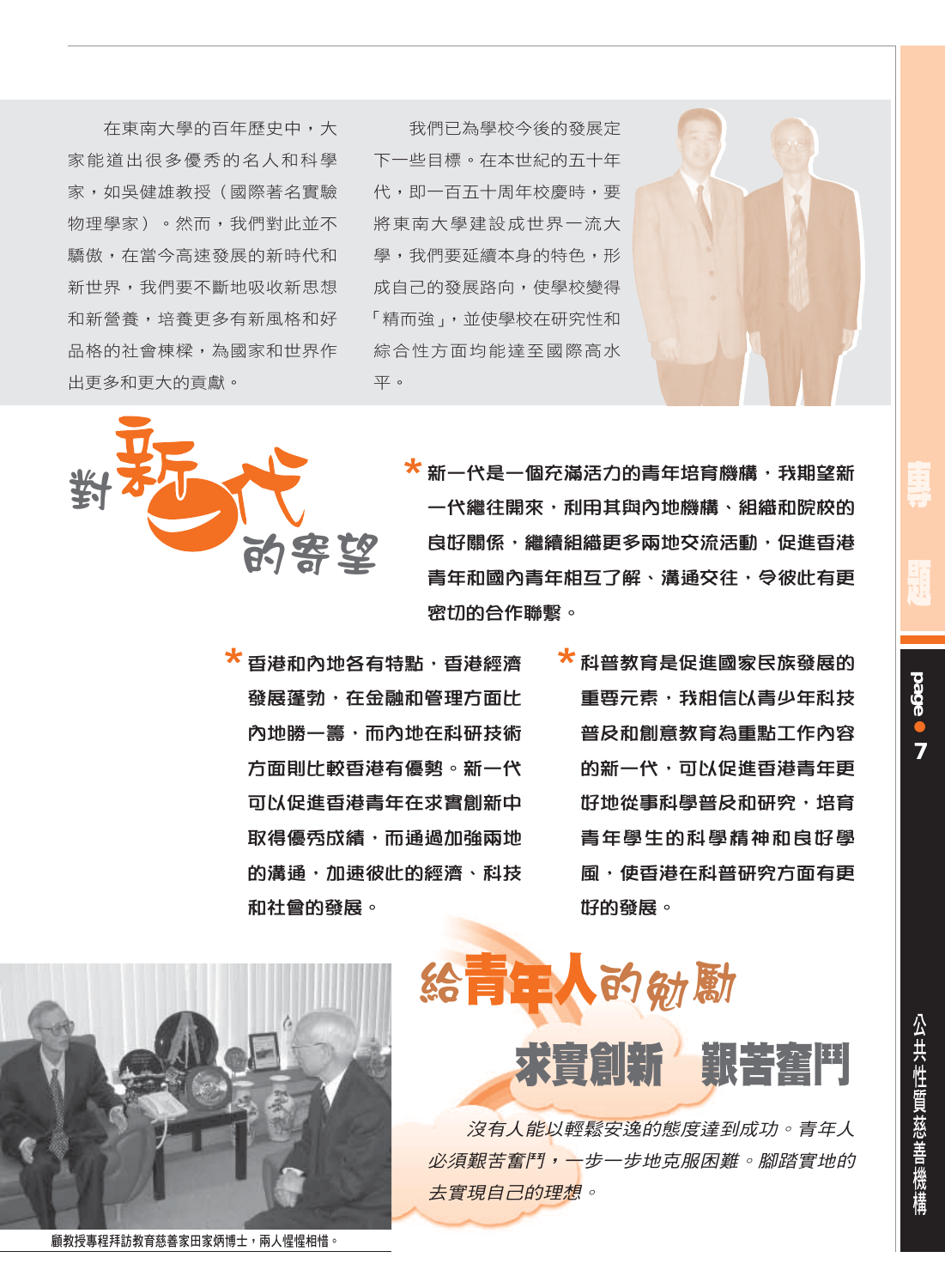在東南大學的百年歷史中，大家能道出很多優秀的名人和科學家，如吳健雄教授（國際著名實驗物理學家）。然而，我們對此並不驕傲，在當今高速發展的新時代和新世界，我們要不斷地吸收新思想和新營養，培養更多有新風格和好品格的社會棟樑，為國家和世界作出更多和更大的貢獻。

我們已為學校今後的發展定下一些目標。在本世紀的五十年代，即一百五十周年校慶時，要將東南大學建設成世界一流大學，我們要延續本身的特色，形成自己的發展路向，使學校變得「精而強」，並使學校在研究性和綜合性方面均能達至國際高水平。

## 對新一代的寄望

**\* 新一代是一個充滿活力的青年培育機構，我期望新一代繼往開來，利用其與內地機構、組織和院校的良好關係，繼續組織更多兩地交流活動，促進香港青年和國內青年相互了解、溝通交往，令彼此有更密切的合作聯繫。**

**\* 香港和內地各有特點，香港經濟發展蓬勃，在金融和管理方面比內地勝一籌，而內地在科研技術方面則比較香港有優勢。新一代可以促進香港青年在求實創新中取得優秀成績，而通過加強兩地的溝通，加速彼此的經濟、科技和社會的發展。**

**\* 科普教育是促進國家民族發展的重要元素，我相信以青少年科技普及和創意教育為重點工作內容的新一代，可以促進香港青年更好地從事科學普及和研究，培育青年學生的科學精神和良好學風，使香港在科普研究方面有更好的發展。**

## 給青年人的勉勵

### 求實創新　艱苦奮鬥

*沒有人能以輕鬆安逸的態度達到成功。青年人必須艱苦奮鬥，一步一步地克服困難。腳踏實地的去實現自己的理想。*

顧教授專程拜訪教育慈善家田家炳博士，兩人惺惺相惜。